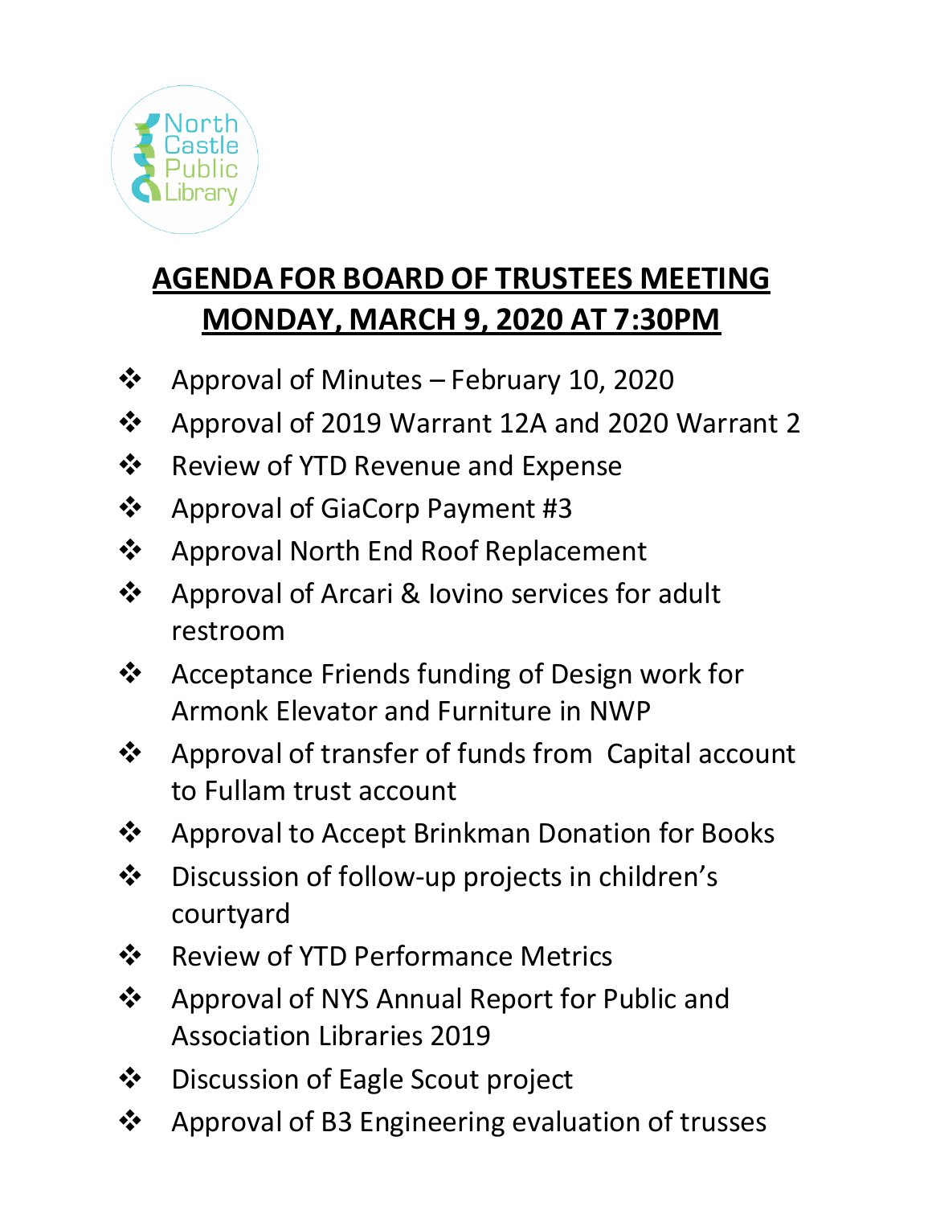North Castle Public Library

# <u>AGENDA FOR BOARD OF TRUSTEES MEETING MONDAY, MARCH 9, 2020 AT 7:30PM</u>

- Approval of Minutes – February 10, 2020
- Approval of 2019 Warrant 12A and 2020 Warrant 2
- Review of YTD Revenue and Expense
- Approval of GiaCorp Payment #3
- Approval North End Roof Replacement
- Approval of Arcari & Iovino services for adult restroom
- Acceptance Friends funding of Design work for Armonk Elevator and Furniture in NWP
- Approval of transfer of funds from Capital account to Fullam trust account
- Approval to Accept Brinkman Donation for Books
- Discussion of follow-up projects in children's courtyard
- Review of YTD Performance Metrics
- Approval of NYS Annual Report for Public and Association Libraries 2019
- Discussion of Eagle Scout project
- Approval of B3 Engineering evaluation of trusses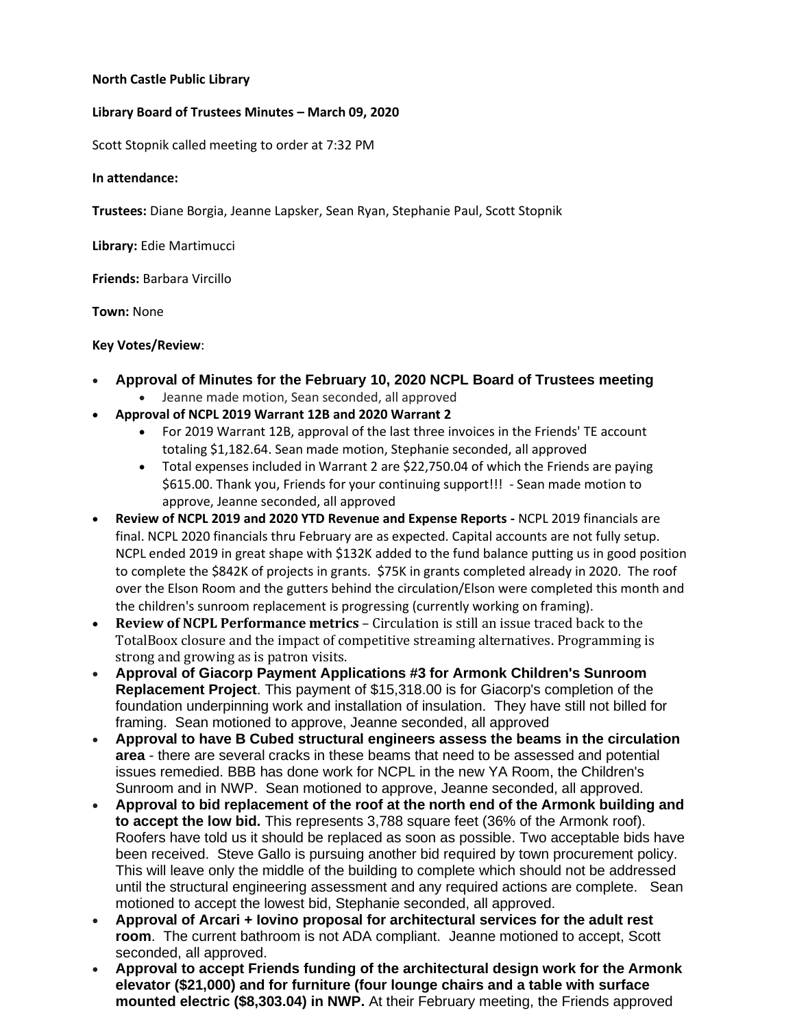**North Castle Public Library**

**Library Board of Trustees Minutes – March 09, 2020**

Scott Stopnik called meeting to order at 7:32 PM

**In attendance:**

**Trustees:** Diane Borgia, Jeanne Lapsker, Sean Ryan, Stephanie Paul, Scott Stopnik

**Library:** Edie Martimucci

**Friends:** Barbara Vircillo

**Town:** None

**Key Votes/Review**:

- **Approval of Minutes for the February 10, 2020 NCPL Board of Trustees meeting**
  - Jeanne made motion, Sean seconded, all approved
- **Approval of NCPL 2019 Warrant 12B and 2020 Warrant 2**
  - For 2019 Warrant 12B, approval of the last three invoices in the Friends' TE account totaling $1,182.64. Sean made motion, Stephanie seconded, all approved
  - Total expenses included in Warrant 2 are $22,750.04 of which the Friends are paying $615.00. Thank you, Friends for your continuing support!!! - Sean made motion to approve, Jeanne seconded, all approved
- **Review of NCPL 2019 and 2020 YTD Revenue and Expense Reports -** NCPL 2019 financials are final. NCPL 2020 financials thru February are as expected. Capital accounts are not fully setup. NCPL ended 2019 in great shape with $132K added to the fund balance putting us in good position to complete the $842K of projects in grants. $75K in grants completed already in 2020. The roof over the Elson Room and the gutters behind the circulation/Elson were completed this month and the children's sunroom replacement is progressing (currently working on framing).
- **Review of NCPL Performance metrics** – Circulation is still an issue traced back to the TotalBoox closure and the impact of competitive streaming alternatives. Programming is strong and growing as is patron visits.
- **Approval of Giacorp Payment Applications #3 for Armonk Children's Sunroom Replacement Project**. This payment of $15,318.00 is for Giacorp's completion of the foundation underpinning work and installation of insulation. They have still not billed for framing. Sean motioned to approve, Jeanne seconded, all approved
- **Approval to have B Cubed structural engineers assess the beams in the circulation area** - there are several cracks in these beams that need to be assessed and potential issues remedied. BBB has done work for NCPL in the new YA Room, the Children's Sunroom and in NWP. Sean motioned to approve, Jeanne seconded, all approved.
- **Approval to bid replacement of the roof at the north end of the Armonk building and to accept the low bid.** This represents 3,788 square feet (36% of the Armonk roof). Roofers have told us it should be replaced as soon as possible. Two acceptable bids have been received. Steve Gallo is pursuing another bid required by town procurement policy. This will leave only the middle of the building to complete which should not be addressed until the structural engineering assessment and any required actions are complete. Sean motioned to accept the lowest bid, Stephanie seconded, all approved.
- **Approval of Arcari + Iovino proposal for architectural services for the adult rest room**. The current bathroom is not ADA compliant. Jeanne motioned to accept, Scott seconded, all approved.
- **Approval to accept Friends funding of the architectural design work for the Armonk elevator ($21,000) and for furniture (four lounge chairs and a table with surface mounted electric ($8,303.04) in NWP.** At their February meeting, the Friends approved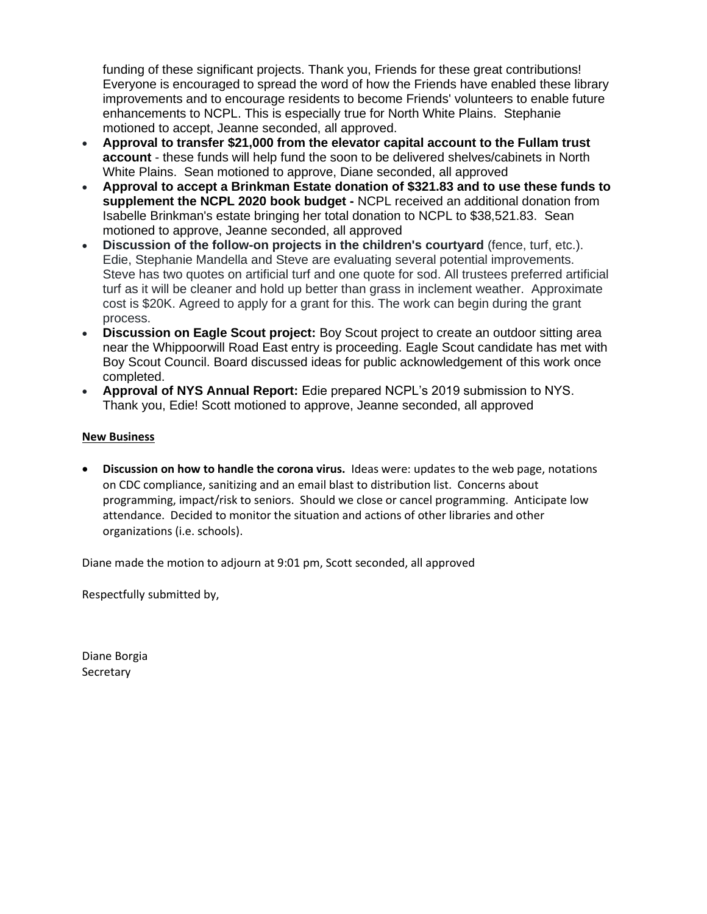funding of these significant projects. Thank you, Friends for these great contributions! Everyone is encouraged to spread the word of how the Friends have enabled these library improvements and to encourage residents to become Friends' volunteers to enable future enhancements to NCPL. This is especially true for North White Plains. Stephanie motioned to accept, Jeanne seconded, all approved.

- **Approval to transfer $21,000 from the elevator capital account to the Fullam trust account** - these funds will help fund the soon to be delivered shelves/cabinets in North White Plains. Sean motioned to approve, Diane seconded, all approved
- **Approval to accept a Brinkman Estate donation of $321.83 and to use these funds to supplement the NCPL 2020 book budget -** NCPL received an additional donation from Isabelle Brinkman's estate bringing her total donation to NCPL to $38,521.83. Sean motioned to approve, Jeanne seconded, all approved
- **Discussion of the follow-on projects in the children's courtyard** (fence, turf, etc.). Edie, Stephanie Mandella and Steve are evaluating several potential improvements. Steve has two quotes on artificial turf and one quote for sod. All trustees preferred artificial turf as it will be cleaner and hold up better than grass in inclement weather. Approximate cost is $20K. Agreed to apply for a grant for this. The work can begin during the grant process.
- **Discussion on Eagle Scout project:** Boy Scout project to create an outdoor sitting area near the Whippoorwill Road East entry is proceeding. Eagle Scout candidate has met with Boy Scout Council. Board discussed ideas for public acknowledgement of this work once completed.
- **Approval of NYS Annual Report:** Edie prepared NCPL's 2019 submission to NYS. Thank you, Edie! Scott motioned to approve, Jeanne seconded, all approved

**New Business**

- **Discussion on how to handle the corona virus.** Ideas were: updates to the web page, notations on CDC compliance, sanitizing and an email blast to distribution list. Concerns about programming, impact/risk to seniors. Should we close or cancel programming. Anticipate low attendance. Decided to monitor the situation and actions of other libraries and other organizations (i.e. schools).

Diane made the motion to adjourn at 9:01 pm, Scott seconded, all approved

Respectfully submitted by,

Diane Borgia
Secretary